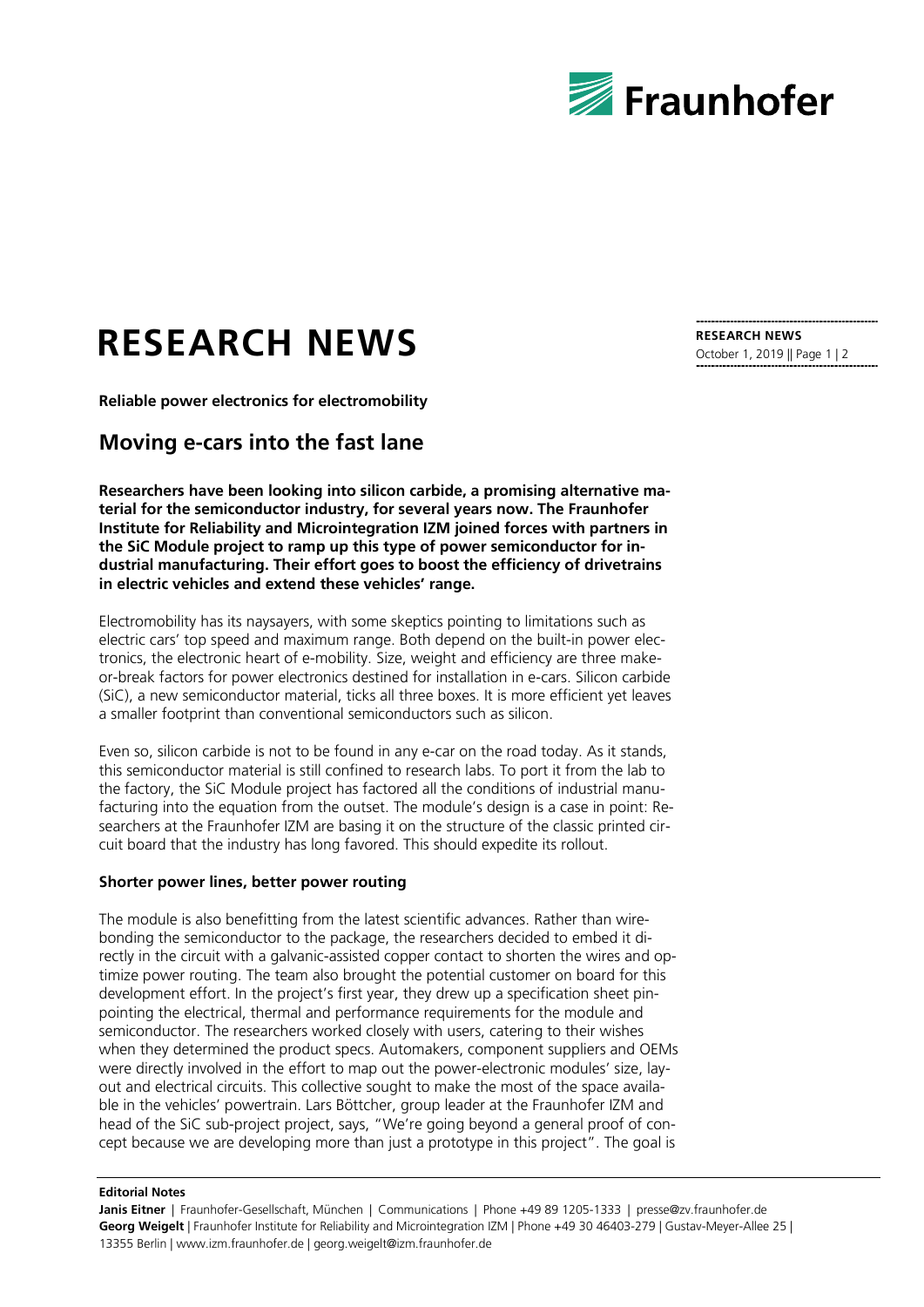# RESEARCH NEWS

**Reliable power electronics for electromobility**

## Moving e-cars into the fast lane

**Researchers have been looking into silicon carbide, a promising alternative material for the semiconductor industry, for several years now. The Fraunhofer Institute for Reliability and Microintegration IZM joined forces with partners in the SiC Module project to ramp up this type of power semiconductor for industrial manufacturing. Their effort goes to boost the efficiency of drivetrains in electric vehicles and extend these vehicles' range.**

Electromobility has its naysayers, with some skeptics pointing to limitations such as electric cars' top speed and maximum range. Both depend on the built-in power electronics, the electronic heart of e-mobility. Size, weight and efficiency are three make-or-break factors for power electronics destined for installation in e-cars. Silicon carbide (SiC), a new semiconductor material, ticks all three boxes. It is more efficient yet leaves a smaller footprint than conventional semiconductors such as silicon.

Even so, silicon carbide is not to be found in any e-car on the road today. As it stands, this semiconductor material is still confined to research labs. To port it from the lab to the factory, the SiC Module project has factored all the conditions of industrial manufacturing into the equation from the outset. The module's design is a case in point: Researchers at the Fraunhofer IZM are basing it on the structure of the classic printed circuit board that the industry has long favored. This should expedite its rollout.

### Shorter power lines, better power routing

The module is also benefitting from the latest scientific advances. Rather than wire-bonding the semiconductor to the package, the researchers decided to embed it directly in the circuit with a galvanic-assisted copper contact to shorten the wires and optimize power routing. The team also brought the potential customer on board for this development effort. In the project's first year, they drew up a specification sheet pinpointing the electrical, thermal and performance requirements for the module and semiconductor. The researchers worked closely with users, catering to their wishes when they determined the product specs. Automakers, component suppliers and OEMs were directly involved in the effort to map out the power-electronic modules' size, layout and electrical circuits. This collective sought to make the most of the space available in the vehicles' powertrain. Lars Böttcher, group leader at the Fraunhofer IZM and head of the SiC sub-project project, says, "We're going beyond a general proof of concept because we are developing more than just a prototype in this project". The goal is

**Editorial Notes**

**Janis Eitner** | Fraunhofer-Gesellschaft, München | Communications | Phone +49 89 1205-1333 | presse@zv.fraunhofer.de
**Georg Weigelt** | Fraunhofer Institute for Reliability and Microintegration IZM | Phone +49 30 46403-279 | Gustav-Meyer-Allee 25 | 13355 Berlin | www.izm.fraunhofer.de | georg.weigelt@izm.fraunhofer.de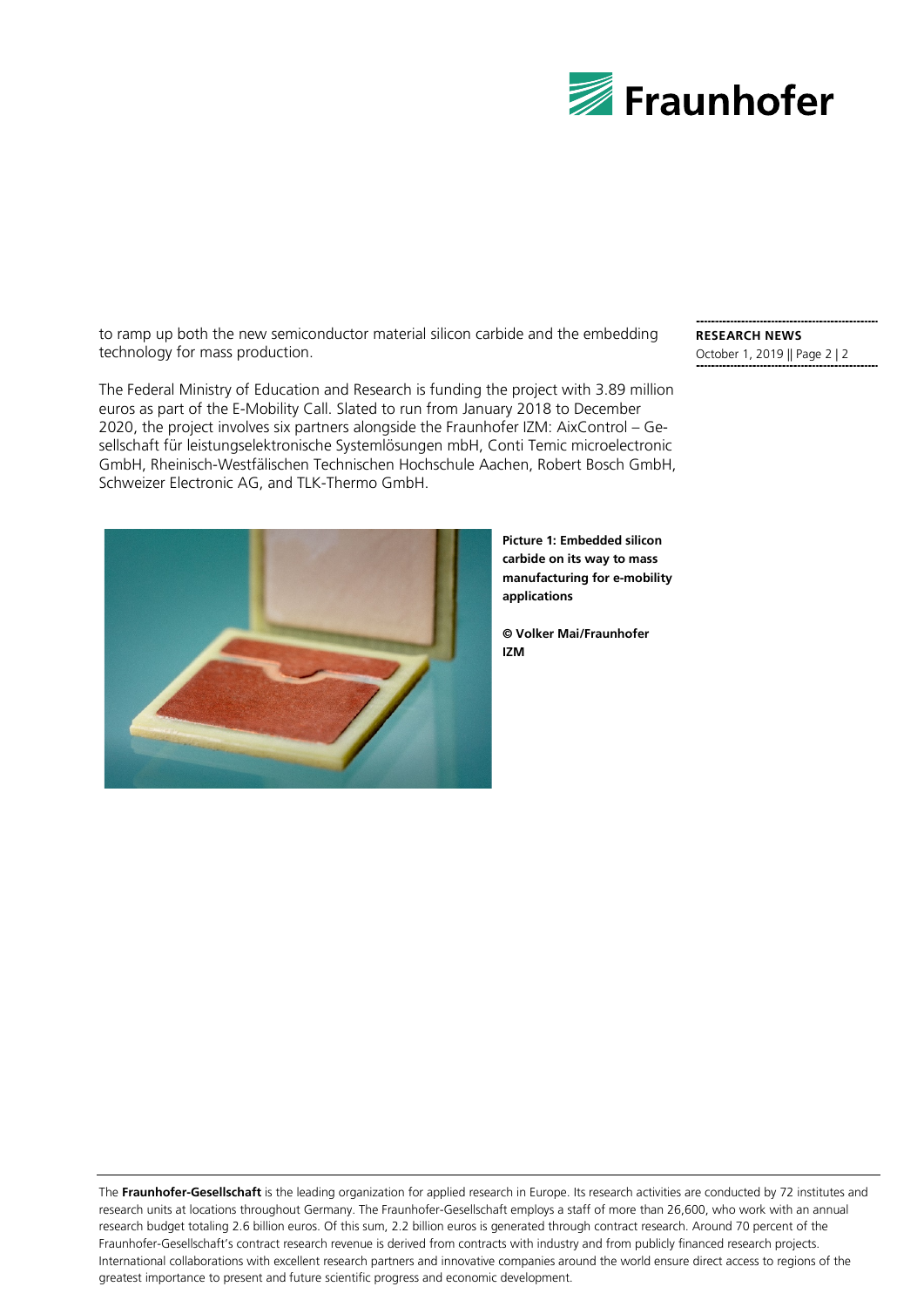to ramp up both the new semiconductor material silicon carbide and the embedding technology for mass production.

The Federal Ministry of Education and Research is funding the project with 3.89 million euros as part of the E-Mobility Call. Slated to run from January 2018 to December 2020, the project involves six partners alongside the Fraunhofer IZM: AixControl – Gesellschaft für leistungselektronische Systemlösungen mbH, Conti Temic microelectronic GmbH, Rheinisch-Westfälischen Technischen Hochschule Aachen, Robert Bosch GmbH, Schweizer Electronic AG, and TLK-Thermo GmbH.

**Picture 1: Embedded silicon carbide on its way to mass manufacturing for e-mobility applications**

**© Volker Mai/Fraunhofer IZM**

The **Fraunhofer-Gesellschaft** is the leading organization for applied research in Europe. Its research activities are conducted by 72 institutes and research units at locations throughout Germany. The Fraunhofer-Gesellschaft employs a staff of more than 26,600, who work with an annual research budget totaling 2.6 billion euros. Of this sum, 2.2 billion euros is generated through contract research. Around 70 percent of the Fraunhofer-Gesellschaft's contract research revenue is derived from contracts with industry and from publicly financed research projects. International collaborations with excellent research partners and innovative companies around the world ensure direct access to regions of the greatest importance to present and future scientific progress and economic development.